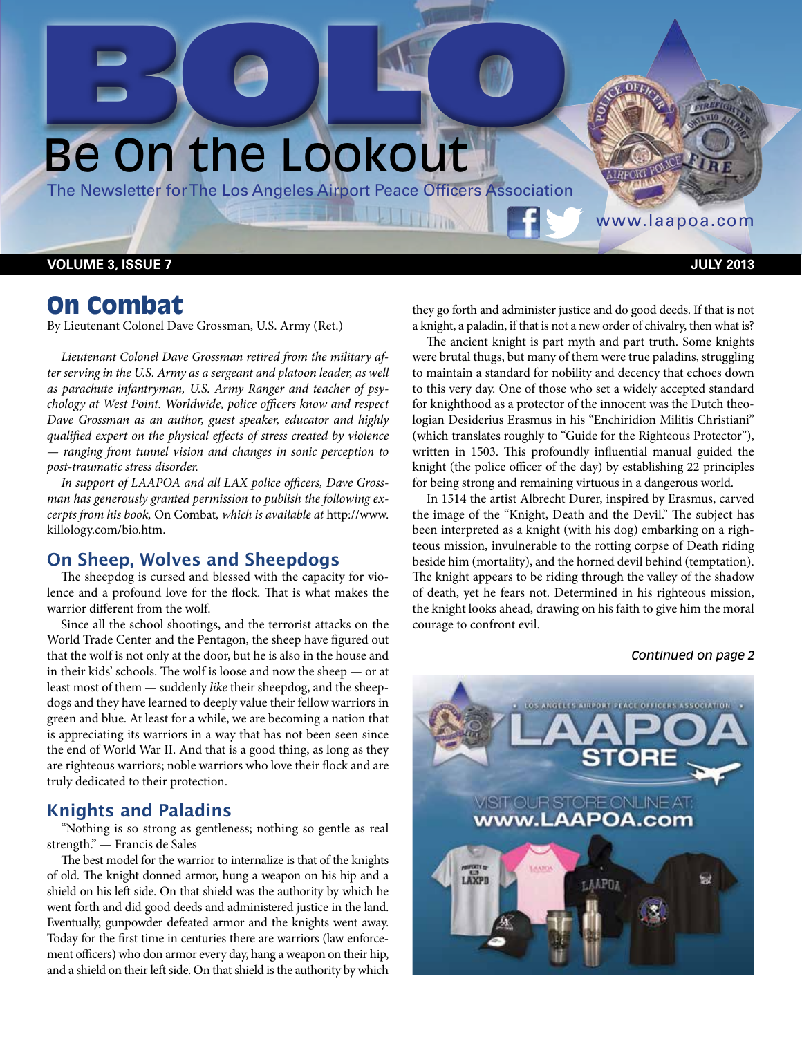# BOLO

## Be On the Lookout

The Newsletter for The Los Angeles Airport Peace Officers Association

www.laapoa.com

VOLUME 3, ISSUE 7 — JULY 2013

# On Combat

By Lieutenant Colonel Dave Grossman, U.S. Army (Ret.)

*Lieutenant Colonel Dave Grossman retired from the military after serving in the U.S. Army as a sergeant and platoon leader, as well as parachute infantryman, U.S. Army Ranger and teacher of psychology at West Point. Worldwide, police officers know and respect Dave Grossman as an author, guest speaker, educator and highly qualified expert on the physical effects of stress created by violence — ranging from tunnel vision and changes in sonic perception to post-traumatic stress disorder.*

*In support of LAAPOA and all LAX police officers, Dave Grossman has generously granted permission to publish the following excerpts from his book,* On Combat*, which is available at* http://www.killology.com/bio.htm.

## On Sheep, Wolves and Sheepdogs

The sheepdog is cursed and blessed with the capacity for violence and a profound love for the flock. That is what makes the warrior different from the wolf.

Since all the school shootings, and the terrorist attacks on the World Trade Center and the Pentagon, the sheep have figured out that the wolf is not only at the door, but he is also in the house and in their kids' schools. The wolf is loose and now the sheep — or at least most of them — suddenly *like* their sheepdog, and the sheepdogs and they have learned to deeply value their fellow warriors in green and blue. At least for a while, we are becoming a nation that is appreciating its warriors in a way that has not been seen since the end of World War II. And that is a good thing, as long as they are righteous warriors; noble warriors who love their flock and are truly dedicated to their protection.

## Knights and Paladins

"Nothing is so strong as gentleness; nothing so gentle as real strength." — Francis de Sales

The best model for the warrior to internalize is that of the knights of old. The knight donned armor, hung a weapon on his hip and a shield on his left side. On that shield was the authority by which he went forth and did good deeds and administered justice in the land. Eventually, gunpowder defeated armor and the knights went away. Today for the first time in centuries there are warriors (law enforcement officers) who don armor every day, hang a weapon on their hip, and a shield on their left side. On that shield is the authority by which they go forth and administer justice and do good deeds. If that is not a knight, a paladin, if that is not a new order of chivalry, then what is?

The ancient knight is part myth and part truth. Some knights were brutal thugs, but many of them were true paladins, struggling to maintain a standard for nobility and decency that echoes down to this very day. One of those who set a widely accepted standard for knighthood as a protector of the innocent was the Dutch theologian Desiderius Erasmus in his "Enchiridion Militis Christiani" (which translates roughly to "Guide for the Righteous Protector"), written in 1503. This profoundly influential manual guided the knight (the police officer of the day) by establishing 22 principles for being strong and remaining virtuous in a dangerous world.

In 1514 the artist Albrecht Durer, inspired by Erasmus, carved the image of the "Knight, Death and the Devil." The subject has been interpreted as a knight (with his dog) embarking on a righteous mission, invulnerable to the rotting corpse of Death riding beside him (mortality), and the horned devil behind (temptation). The knight appears to be riding through the valley of the shadow of death, yet he fears not. Determined in his righteous mission, the knight looks ahead, drawing on his faith to give him the moral courage to confront evil.

*Continued on page 2*

LOS ANGELES AIRPORT PEACE OFFICERS ASSOCIATION
LAAPOA STORE
VISIT OUR STORE ONLINE AT: www.LAAPOA.com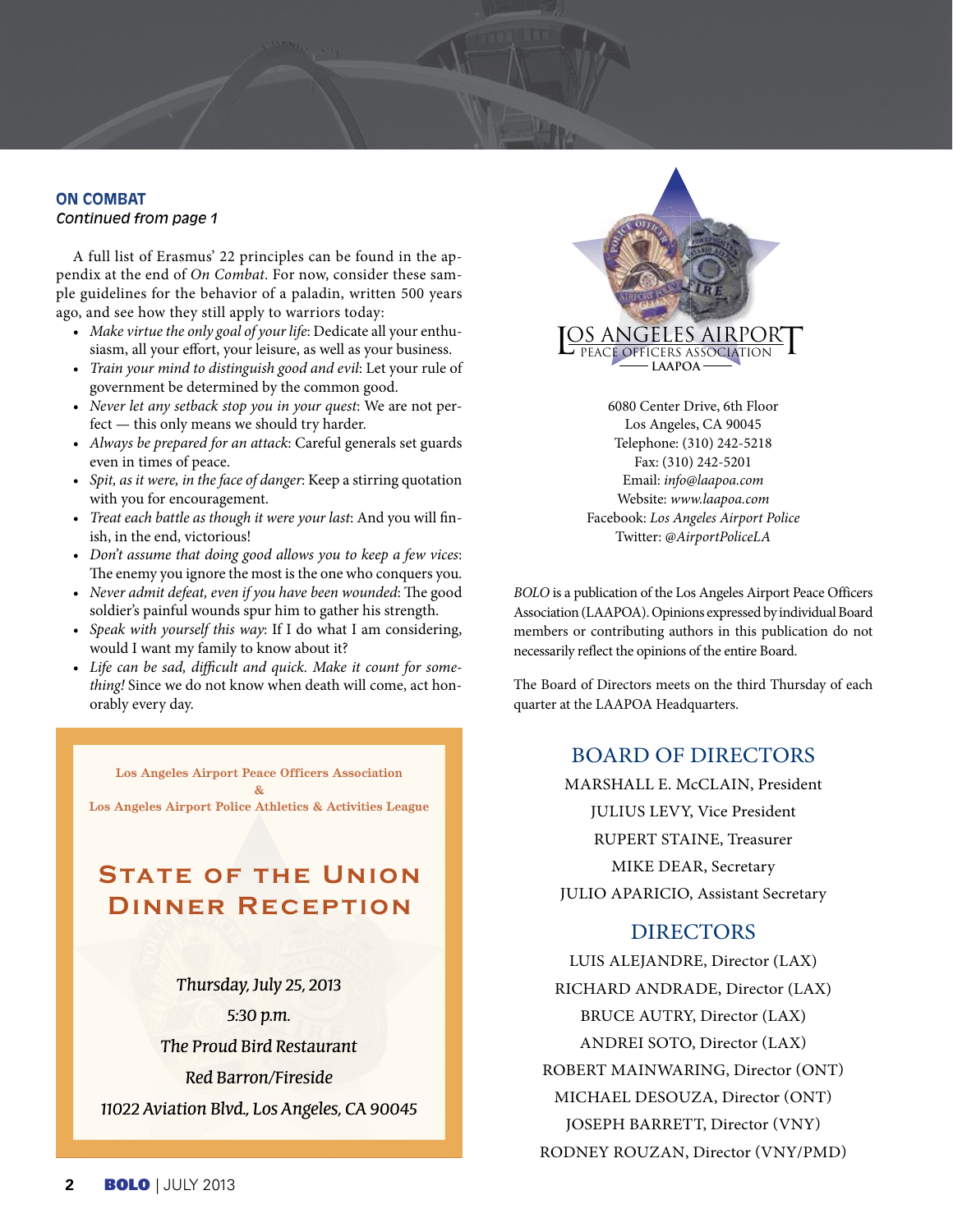## ON COMBAT

*Continued from page 1*

A full list of Erasmus' 22 principles can be found in the appendix at the end of *On Combat*. For now, consider these sample guidelines for the behavior of a paladin, written 500 years ago, and see how they still apply to warriors today:

- *Make virtue the only goal of your life*: Dedicate all your enthusiasm, all your effort, your leisure, as well as your business.
- *Train your mind to distinguish good and evil*: Let your rule of government be determined by the common good.
- *Never let any setback stop you in your quest*: We are not perfect — this only means we should try harder.
- *Always be prepared for an attack*: Careful generals set guards even in times of peace.
- *Spit, as it were, in the face of danger*: Keep a stirring quotation with you for encouragement.
- *Treat each battle as though it were your last*: And you will finish, in the end, victorious!
- *Don't assume that doing good allows you to keep a few vices*: The enemy you ignore the most is the one who conquers you.
- *Never admit defeat, even if you have been wounded*: The good soldier's painful wounds spur him to gather his strength.
- *Speak with yourself this way*: If I do what I am considering, would I want my family to know about it?
- *Life can be sad, difficult and quick. Make it count for something!* Since we do not know when death will come, act honorably every day.

Los Angeles Airport Peace Officers Association
&
Los Angeles Airport Police Athletics & Activities League

### State of the Union Dinner Reception

*Thursday, July 25, 2013*

*5:30 p.m.*

*The Proud Bird Restaurant*

*Red Barron/Fireside*

*11022 Aviation Blvd., Los Angeles, CA 90045*

LOS ANGELES AIRPORT PEACE OFFICERS ASSOCIATION
LAAPOA

6080 Center Drive, 6th Floor
Los Angeles, CA 90045
Telephone: (310) 242-5218
Fax: (310) 242-5201
Email: *info@laapoa.com*
Website: *www.laapoa.com*
Facebook: *Los Angeles Airport Police*
Twitter: *@AirportPoliceLA*

*BOLO* is a publication of the Los Angeles Airport Peace Officers Association (LAAPOA). Opinions expressed by individual Board members or contributing authors in this publication do not necessarily reflect the opinions of the entire Board.

The Board of Directors meets on the third Thursday of each quarter at the LAAPOA Headquarters.

## BOARD OF DIRECTORS

MARSHALL E. McCLAIN, President
JULIUS LEVY, Vice President
RUPERT STAINE, Treasurer
MIKE DEAR, Secretary
JULIO APARICIO, Assistant Secretary

## DIRECTORS

LUIS ALEJANDRE, Director (LAX)
RICHARD ANDRADE, Director (LAX)
BRUCE AUTRY, Director (LAX)
ANDREI SOTO, Director (LAX)
ROBERT MAINWARING, Director (ONT)
MICHAEL DESOUZA, Director (ONT)
JOSEPH BARRETT, Director (VNY)
RODNEY ROUZAN, Director (VNY/PMD)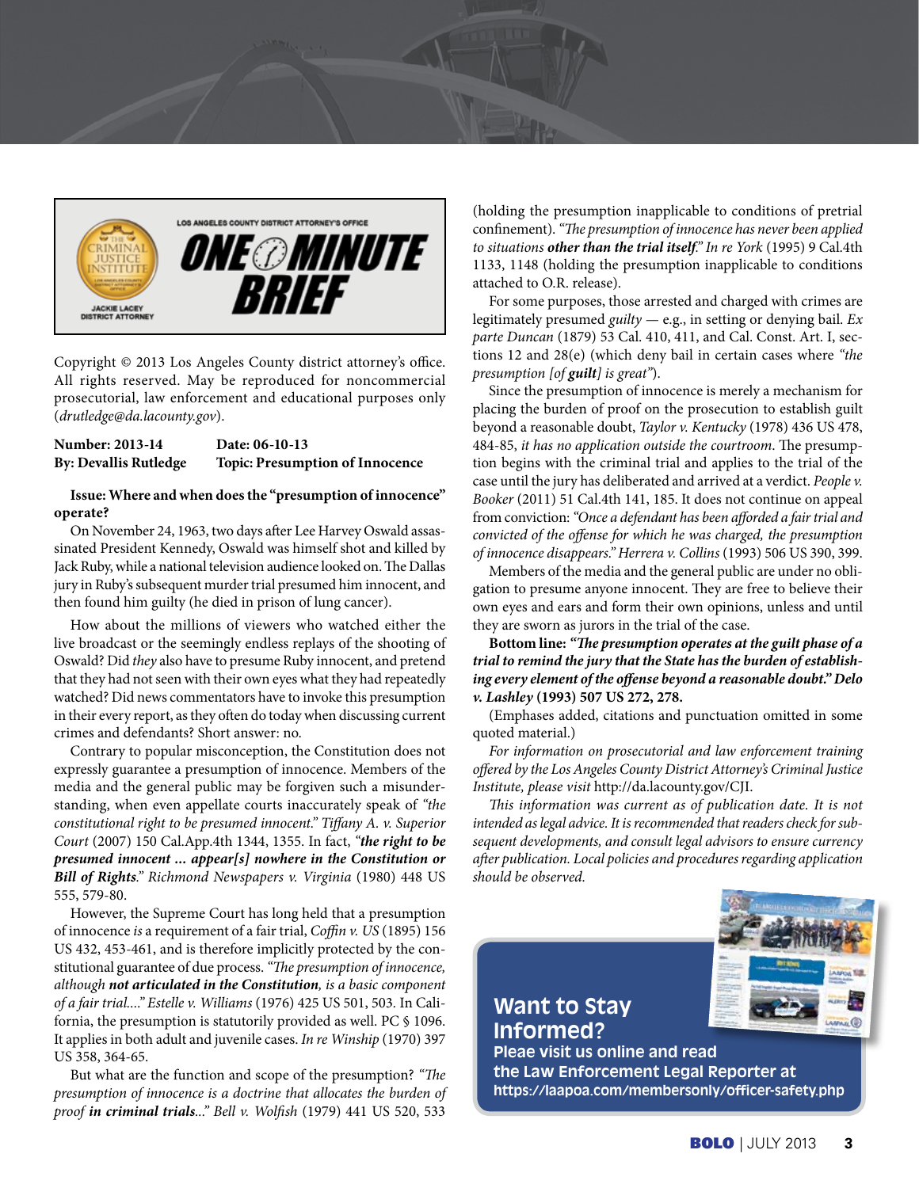LOS ANGELES COUNTY DISTRICT ATTORNEY'S OFFICE

# ONE MINUTE BRIEF

THE CRIMINAL JUSTICE INSTITUTE

JACKIE LACEY
DISTRICT ATTORNEY

Copyright © 2013 Los Angeles County district attorney's office. All rights reserved. May be reproduced for noncommercial prosecutorial, law enforcement and educational purposes only (*drutledge@da.lacounty.gov*).

**Number: 2013-14** | **Date: 06-10-13**
**By: Devallis Rutledge** | **Topic: Presumption of Innocence**

**Issue: Where and when does the "presumption of innocence" operate?**

On November 24, 1963, two days after Lee Harvey Oswald assassinated President Kennedy, Oswald was himself shot and killed by Jack Ruby, while a national television audience looked on. The Dallas jury in Ruby's subsequent murder trial presumed him innocent, and then found him guilty (he died in prison of lung cancer).

How about the millions of viewers who watched either the live broadcast or the seemingly endless replays of the shooting of Oswald? Did *they* also have to presume Ruby innocent, and pretend that they had not seen with their own eyes what they had repeatedly watched? Did news commentators have to invoke this presumption in their every report, as they often do today when discussing current crimes and defendants? Short answer: no.

Contrary to popular misconception, the Constitution does not expressly guarantee a presumption of innocence. Members of the media and the general public may be forgiven such a misunderstanding, when even appellate courts inaccurately speak of *"the constitutional right to be presumed innocent." Tiffany A. v. Superior Court* (2007) 150 Cal.App.4th 1344, 1355. In fact, *"**the right to be presumed innocent ... appear[s] nowhere in the Constitution or Bill of Rights**." Richmond Newspapers v. Virginia* (1980) 448 US 555, 579-80.

However, the Supreme Court has long held that a presumption of innocence *is* a requirement of a fair trial, *Coffin v. US* (1895) 156 US 432, 453-461, and is therefore implicitly protected by the constitutional guarantee of due process. *"The presumption of innocence, although **not articulated in the Constitution**, is a basic component of a fair trial...." Estelle v. Williams* (1976) 425 US 501, 503. In California, the presumption is statutorily provided as well. PC § 1096. It applies in both adult and juvenile cases. *In re Winship* (1970) 397 US 358, 364-65.

But what are the function and scope of the presumption? *"The presumption of innocence is a doctrine that allocates the burden of proof **in criminal trials**..." Bell v. Wolfish* (1979) 441 US 520, 533 (holding the presumption inapplicable to conditions of pretrial confinement). *"The presumption of innocence has never been applied to situations **other than the trial itself**." In re York* (1995) 9 Cal.4th 1133, 1148 (holding the presumption inapplicable to conditions attached to O.R. release).

For some purposes, those arrested and charged with crimes are legitimately presumed *guilty* — e.g., in setting or denying bail. *Ex parte Duncan* (1879) 53 Cal. 410, 411, and Cal. Const. Art. I, sections 12 and 28(e) (which deny bail in certain cases where *"the presumption [of **guilt**] is great"*).

Since the presumption of innocence is merely a mechanism for placing the burden of proof on the prosecution to establish guilt beyond a reasonable doubt, *Taylor v. Kentucky* (1978) 436 US 478, 484-85, *it has no application outside the courtroom*. The presumption begins with the criminal trial and applies to the trial of the case until the jury has deliberated and arrived at a verdict. *People v. Booker* (2011) 51 Cal.4th 141, 185. It does not continue on appeal from conviction: *"Once a defendant has been afforded a fair trial and convicted of the offense for which he was charged, the presumption of innocence disappears." Herrera v. Collins* (1993) 506 US 390, 399.

Members of the media and the general public are under no obligation to presume anyone innocent. They are free to believe their own eyes and ears and form their own opinions, unless and until they are sworn as jurors in the trial of the case.

**Bottom line: *"The presumption operates at the guilt phase of a trial to remind the jury that the State has the burden of establishing every element of the offense beyond a reasonable doubt." Delo v. Lashley* (1993) 507 US 272, 278.**

(Emphases added, citations and punctuation omitted in some quoted material.)

*For information on prosecutorial and law enforcement training offered by the Los Angeles County District Attorney's Criminal Justice Institute, please visit* http://da.lacounty.gov/CJI.

*This information was current as of publication date. It is not intended as legal advice. It is recommended that readers check for subsequent developments, and consult legal advisors to ensure currency after publication. Local policies and procedures regarding application should be observed.*

**Want to Stay Informed?**
**Pleae visit us online and read the Law Enforcement Legal Reporter at https://laapoa.com/membersonly/officer-safety.php**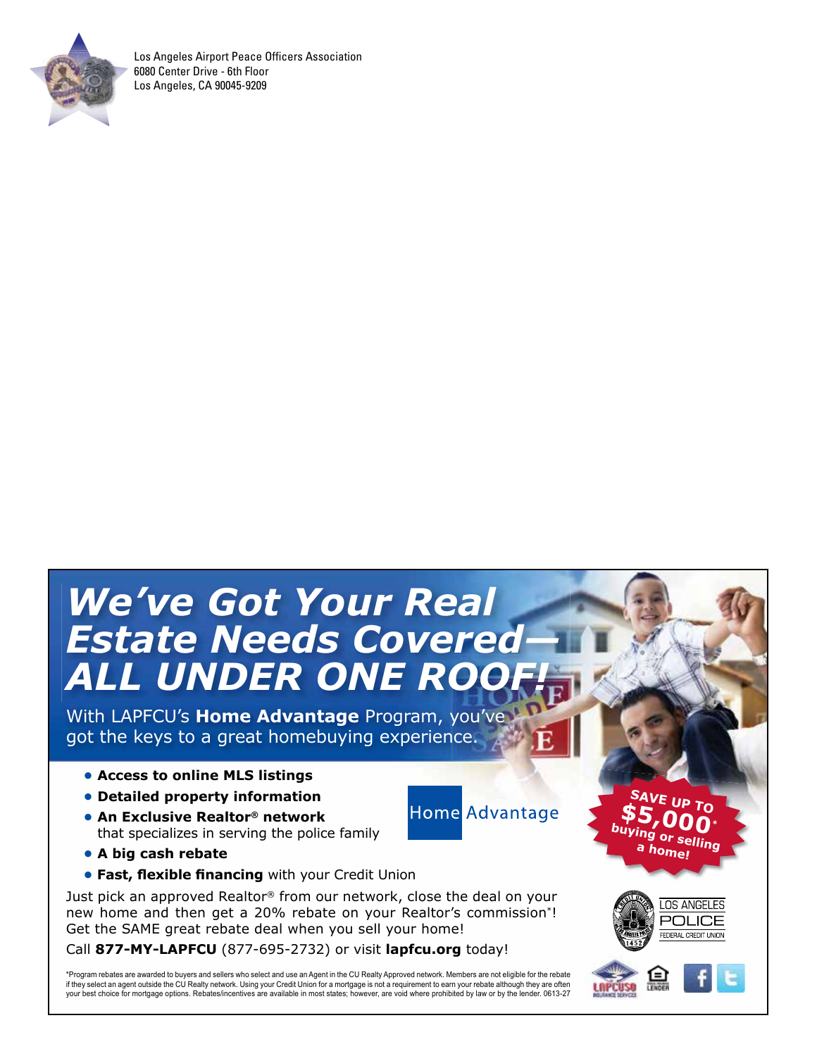Los Angeles Airport Peace Officers Association
6080 Center Drive - 6th Floor
Los Angeles, CA 90045-9209

# *We've Got Your Real Estate Needs Covered—ALL UNDER ONE ROOF!*

With LAPFCU's **Home Advantage** Program, you've got the keys to a great homebuying experience.

- **Access to online MLS listings**
- **Detailed property information**
- **An Exclusive Realtor® network** that specializes in serving the police family
- **A big cash rebate**
- **Fast, flexible financing** with your Credit Union

Home Advantage

**SAVE UP TO $5,000\* buying or selling a home!**

Just pick an approved Realtor® from our network, close the deal on your new home and then get a 20% rebate on your Realtor's commission*! Get the SAME great rebate deal when you sell your home!

Call **877-MY-LAPFCU** (877-695-2732) or visit **lapfcu.org** today!

LOS ANGELES POLICE FEDERAL CREDIT UNION

*Program rebates are awarded to buyers and sellers who select and use an Agent in the CU Realty Approved network. Members are not eligible for the rebate if they select an agent outside the CU Realty network. Using your Credit Union for a mortgage is not a requirement to earn your rebate although they are often your best choice for mortgage options. Rebates/incentives are available in most states; however, are void where prohibited by law or by the lender. 0613-27

LAPCUSO INSURANCE SERVICES

EQUAL HOUSING LENDER